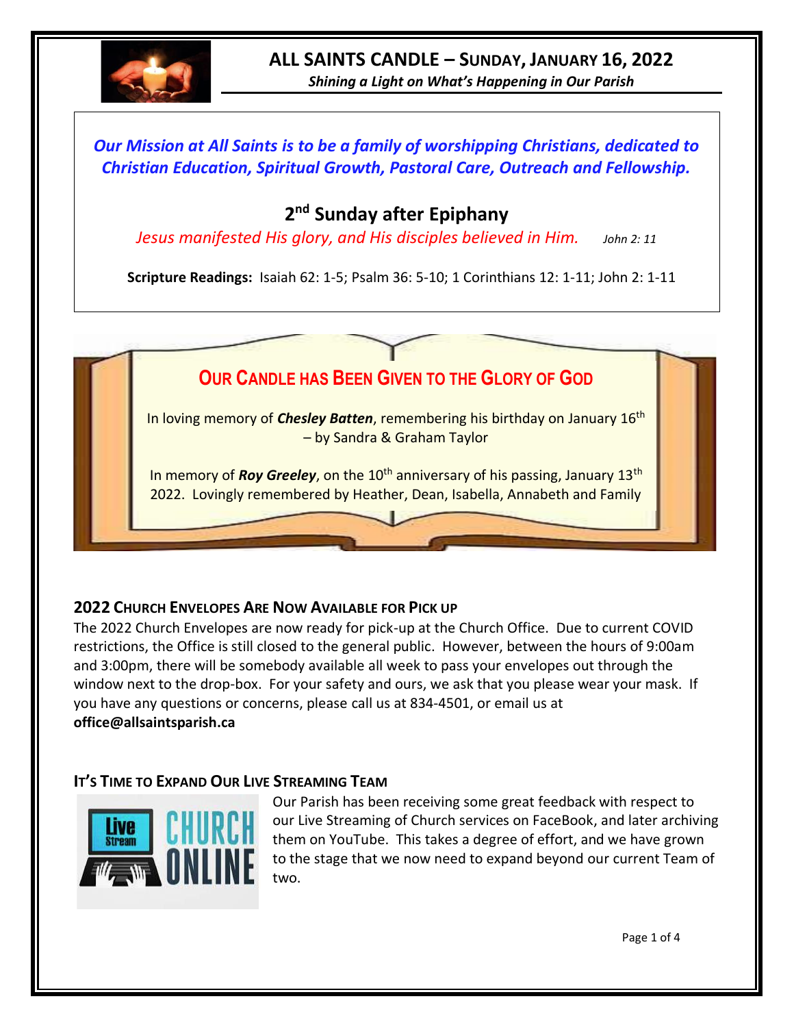# ALL SAINTS CANDLE – SUNDAY, JANUARY 16, 2022

***Shining a Light on What's Happening in Our Parish***

***Our Mission at All Saints is to be a family of worshipping Christians, dedicated to Christian Education, Spiritual Growth, Pastoral Care, Outreach and Fellowship.***

## 2nd Sunday after Epiphany

*Jesus manifested His glory, and His disciples believed in Him.* *John 2: 11*

**Scripture Readings:** Isaiah 62: 1-5; Psalm 36: 5-10; 1 Corinthians 12: 1-11; John 2: 1-11

## OUR CANDLE HAS BEEN GIVEN TO THE GLORY OF GOD

In loving memory of ***Chesley Batten***, remembering his birthday on January 16th – by Sandra & Graham Taylor

In memory of ***Roy Greeley***, on the 10th anniversary of his passing, January 13th 2022. Lovingly remembered by Heather, Dean, Isabella, Annabeth and Family

### 2022 CHURCH ENVELOPES ARE NOW AVAILABLE FOR PICK UP

The 2022 Church Envelopes are now ready for pick-up at the Church Office. Due to current COVID restrictions, the Office is still closed to the general public. However, between the hours of 9:00am and 3:00pm, there will be somebody available all week to pass your envelopes out through the window next to the drop-box. For your safety and ours, we ask that you please wear your mask. If you have any questions or concerns, please call us at 834-4501, or email us at **office@allsaintsparish.ca**

### IT'S TIME TO EXPAND OUR LIVE STREAMING TEAM

Our Parish has been receiving some great feedback with respect to our Live Streaming of Church services on FaceBook, and later archiving them on YouTube. This takes a degree of effort, and we have grown to the stage that we now need to expand beyond our current Team of two.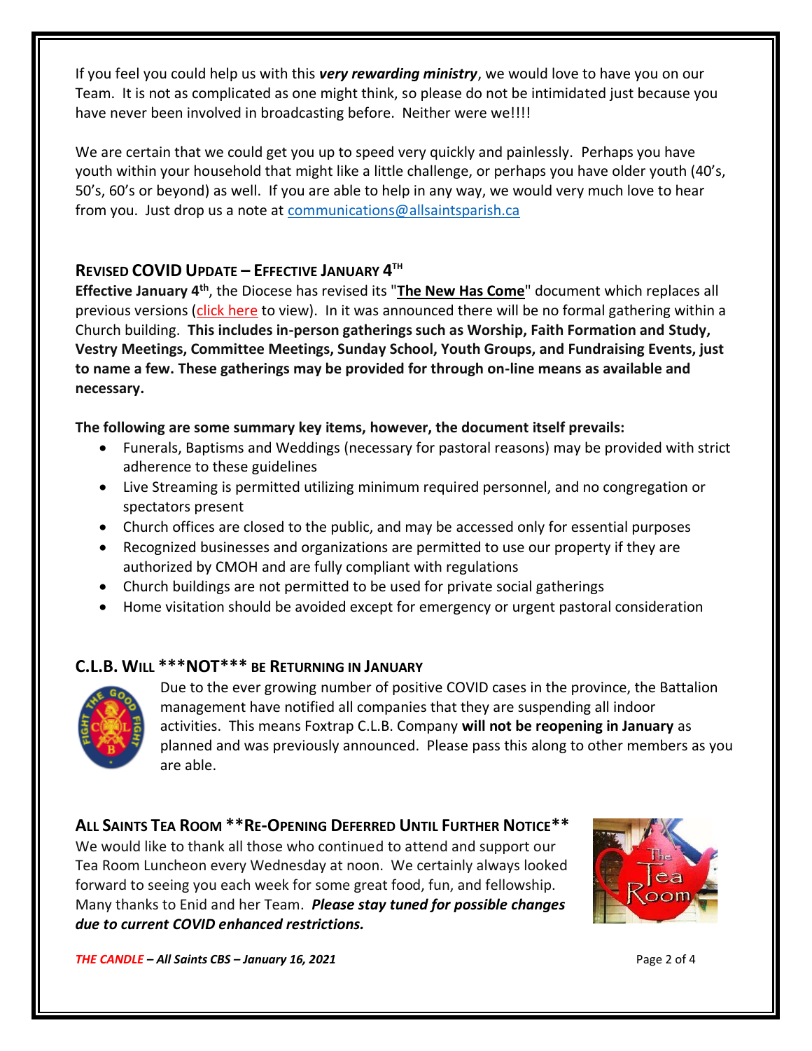If you feel you could help us with this ***very rewarding ministry***, we would love to have you on our Team. It is not as complicated as one might think, so please do not be intimidated just because you have never been involved in broadcasting before. Neither were we!!!!

We are certain that we could get you up to speed very quickly and painlessly. Perhaps you have youth within your household that might like a little challenge, or perhaps you have older youth (40's, 50's, 60's or beyond) as well. If you are able to help in any way, we would very much love to hear from you. Just drop us a note at communications@allsaintsparish.ca

## REVISED COVID UPDATE – EFFECTIVE JANUARY 4TH

**Effective January 4th**, the Diocese has revised its "**The New Has Come**" document which replaces all previous versions (click here to view). In it was announced there will be no formal gathering within a Church building. **This includes in-person gatherings such as Worship, Faith Formation and Study, Vestry Meetings, Committee Meetings, Sunday School, Youth Groups, and Fundraising Events, just to name a few. These gatherings may be provided for through on-line means as available and necessary.**

**The following are some summary key items, however, the document itself prevails:**

- Funerals, Baptisms and Weddings (necessary for pastoral reasons) may be provided with strict adherence to these guidelines
- Live Streaming is permitted utilizing minimum required personnel, and no congregation or spectators present
- Church offices are closed to the public, and may be accessed only for essential purposes
- Recognized businesses and organizations are permitted to use our property if they are authorized by CMOH and are fully compliant with regulations
- Church buildings are not permitted to be used for private social gatherings
- Home visitation should be avoided except for emergency or urgent pastoral consideration

## C.L.B. WILL ***NOT*** BE RETURNING IN JANUARY

Due to the ever growing number of positive COVID cases in the province, the Battalion management have notified all companies that they are suspending all indoor activities. This means Foxtrap C.L.B. Company **will not be reopening in January** as planned and was previously announced. Please pass this along to other members as you are able.

## ALL SAINTS TEA ROOM **RE-OPENING DEFERRED UNTIL FURTHER NOTICE**

We would like to thank all those who continued to attend and support our Tea Room Luncheon every Wednesday at noon. We certainly always looked forward to seeing you each week for some great food, fun, and fellowship. Many thanks to Enid and her Team. ***Please stay tuned for possible changes due to current COVID enhanced restrictions.***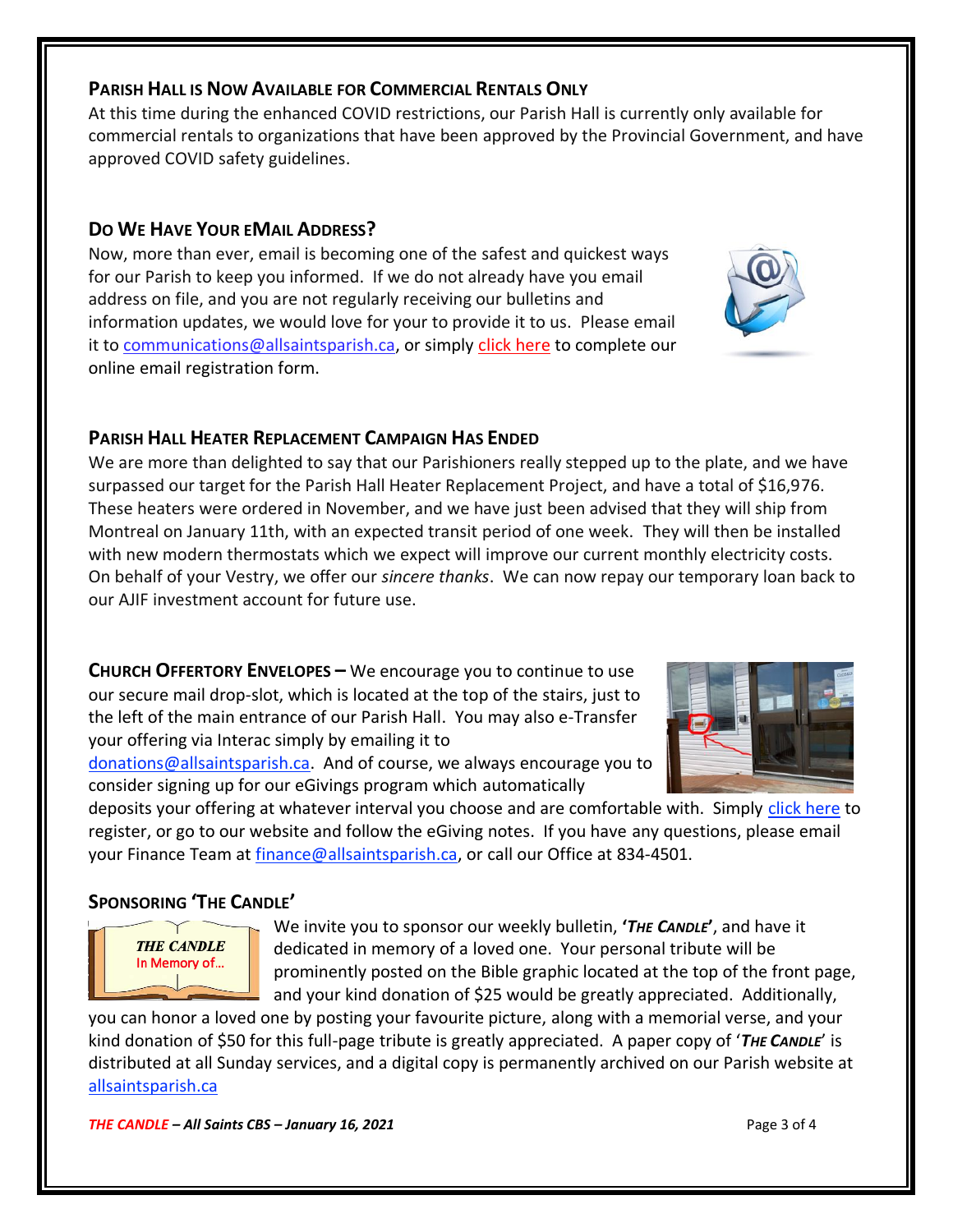## Parish Hall is Now Available for Commercial Rentals Only

At this time during the enhanced COVID restrictions, our Parish Hall is currently only available for commercial rentals to organizations that have been approved by the Provincial Government, and have approved COVID safety guidelines.

## Do We Have Your eMail Address?

Now, more than ever, email is becoming one of the safest and quickest ways for our Parish to keep you informed. If we do not already have you email address on file, and you are not regularly receiving our bulletins and information updates, we would love for your to provide it to us. Please email it to communications@allsaintsparish.ca, or simply click here to complete our online email registration form.

## Parish Hall Heater Replacement Campaign Has Ended

We are more than delighted to say that our Parishioners really stepped up to the plate, and we have surpassed our target for the Parish Hall Heater Replacement Project, and have a total of $16,976. These heaters were ordered in November, and we have just been advised that they will ship from Montreal on January 11th, with an expected transit period of one week. They will then be installed with new modern thermostats which we expect will improve our current monthly electricity costs. On behalf of your Vestry, we offer our *sincere thanks*. We can now repay our temporary loan back to our AJIF investment account for future use.

**Church Offertory Envelopes –** We encourage you to continue to use our secure mail drop-slot, which is located at the top of the stairs, just to the left of the main entrance of our Parish Hall. You may also e-Transfer your offering via Interac simply by emailing it to donations@allsaintsparish.ca. And of course, we always encourage you to consider signing up for our eGivings program which automatically deposits your offering at whatever interval you choose and are comfortable with. Simply click here to register, or go to our website and follow the eGiving notes. If you have any questions, please email your Finance Team at finance@allsaintsparish.ca, or call our Office at 834-4501.

## Sponsoring 'The Candle'

We invite you to sponsor our weekly bulletin, ***'The Candle'***, and have it dedicated in memory of a loved one. Your personal tribute will be prominently posted on the Bible graphic located at the top of the front page, and your kind donation of $25 would be greatly appreciated. Additionally, you can honor a loved one by posting your favourite picture, along with a memorial verse, and your kind donation of $50 for this full-page tribute is greatly appreciated. A paper copy of '***The Candle***' is distributed at all Sunday services, and a digital copy is permanently archived on our Parish website at allsaintsparish.ca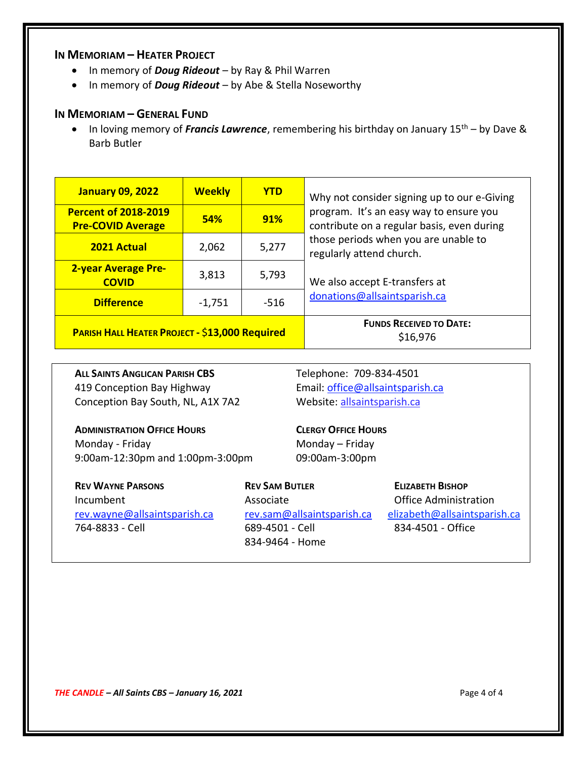## IN MEMORIAM – HEATER PROJECT

- In memory of ***Doug Rideout*** – by Ray & Phil Warren
- In memory of ***Doug Rideout*** – by Abe & Stella Noseworthy

## IN MEMORIAM – GENERAL FUND

- In loving memory of ***Francis Lawrence***, remembering his birthday on January 15th – by Dave & Barb Butler

| January 09, 2022 | Weekly | YTD |
|---|---|---|
| Percent of 2018-2019 Pre-COVID Average | 54% | 91% |
| 2021 Actual | 2,062 | 5,277 |
| 2-year Average Pre-COVID | 3,813 | 5,793 |
| Difference | -1,751 | -516 |

Why not consider signing up to our e-Giving program. It's an easy way to ensure you contribute on a regular basis, even during those periods when you are unable to regularly attend church.

We also accept E-transfers at donations@allsaintsparish.ca

| PARISH HALL HEATER PROJECT - $13,000 Required | FUNDS RECEIVED TO DATE: $16,976 |
|---|---|

**ALL SAINTS ANGLICAN PARISH CBS**
419 Conception Bay Highway
Conception Bay South, NL, A1X 7A2

Telephone: 709-834-4501
Email: office@allsaintsparish.ca
Website: allsaintsparish.ca

**ADMINISTRATION OFFICE HOURS**
Monday - Friday
9:00am-12:30pm and 1:00pm-3:00pm

**CLERGY OFFICE HOURS**
Monday – Friday
09:00am-3:00pm

**REV WAYNE PARSONS**
Incumbent
rev.wayne@allsaintsparish.ca
764-8833 - Cell

**REV SAM BUTLER**
Associate
rev.sam@allsaintsparish.ca
689-4501 - Cell
834-9464 - Home

**ELIZABETH BISHOP**
Office Administration
elizabeth@allsaintsparish.ca
834-4501 - Office

***THE CANDLE – All Saints CBS – January 16, 2021***